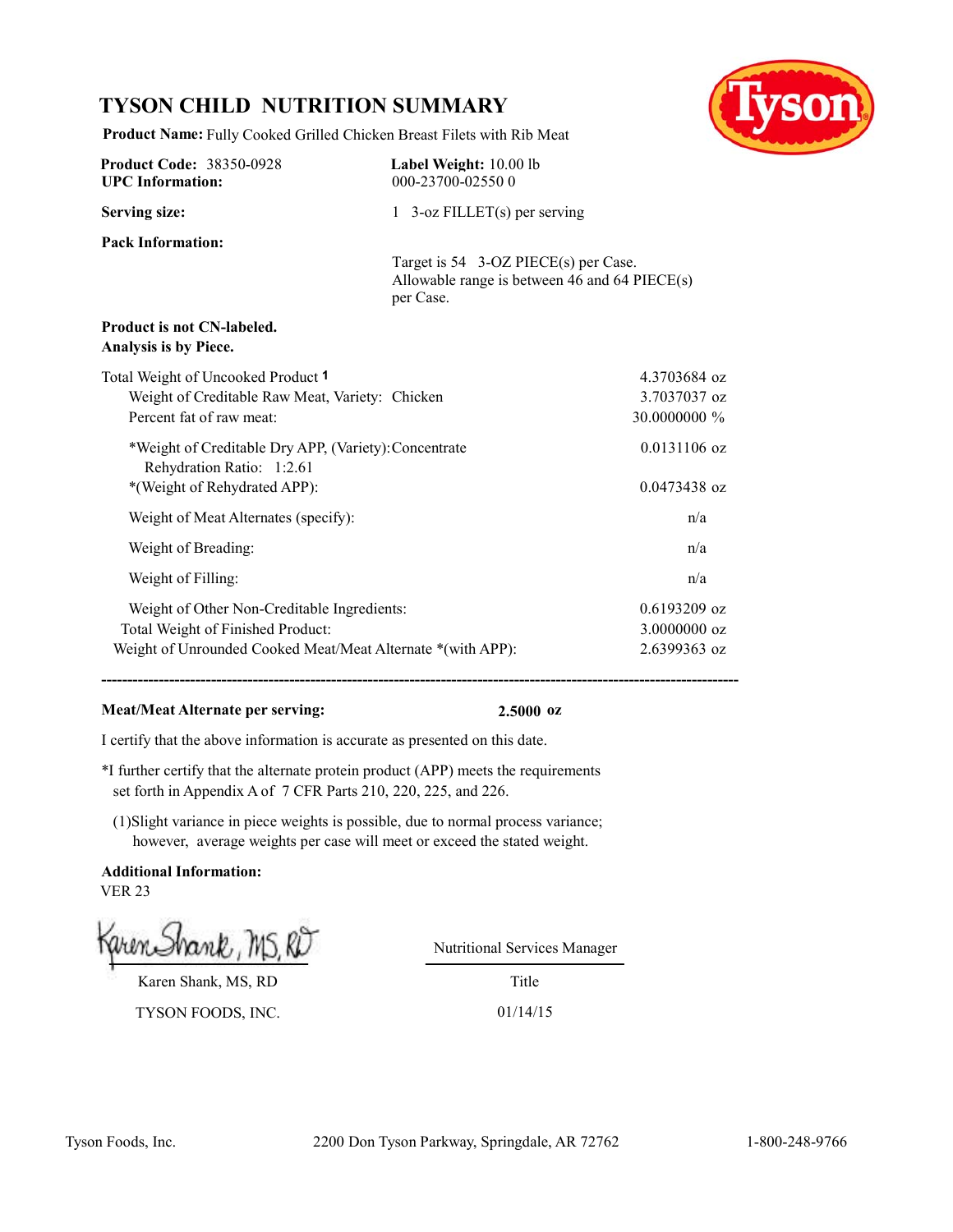# TYSON CHILD NUTRITION SUMMARY

**Product Name:** Fully Cooked Grilled Chicken Breast Filets with Rib Meat

**Product Code:** 38350-0928
**UPC Information:** 000-23700-02550 0

**Label Weight:** 10.00 lb

**Serving size:** 1 3-oz FILLET(s) per serving

**Pack Information:** Target is 54 3-OZ PIECE(s) per Case. Allowable range is between 46 and 64 PIECE(s) per Case.

**Product is not CN-labeled.**
**Analysis is by Piece.**

| | |
|---|---|
| Total Weight of Uncooked Product [1] | 4.3703684 oz |
| Weight of Creditable Raw Meat, Variety: Chicken | 3.7037037 oz |
| Percent fat of raw meat: | 30.0000000 % |
| *Weight of Creditable Dry APP, (Variety):Concentrate Rehydration Ratio: 1:2.61 | 0.0131106 oz |
| *(Weight of Rehydrated APP): | 0.0473438 oz |
| Weight of Meat Alternates (specify): | n/a |
| Weight of Breading: | n/a |
| Weight of Filling: | n/a |
| Weight of Other Non-Creditable Ingredients: | 0.6193209 oz |
| Total Weight of Finished Product: | 3.0000000 oz |
| Weight of Unrounded Cooked Meat/Meat Alternate *(with APP): | 2.6399363 oz |

---

**Meat/Meat Alternate per serving:** **2.5000 oz**

I certify that the above information is accurate as presented on this date.

*I further certify that the alternate protein product (APP) meets the requirements set forth in Appendix A of 7 CFR Parts 210, 220, 225, and 226.

(1)Slight variance in piece weights is possible, due to normal process variance; however, average weights per case will meet or exceed the stated weight.

**Additional Information:**
VER 23

Karen Shank, MS, RD
TYSON FOODS, INC.

Nutritional Services Manager
Title
01/14/15

Tyson Foods, Inc. 2200 Don Tyson Parkway, Springdale, AR 72762 1-800-248-9766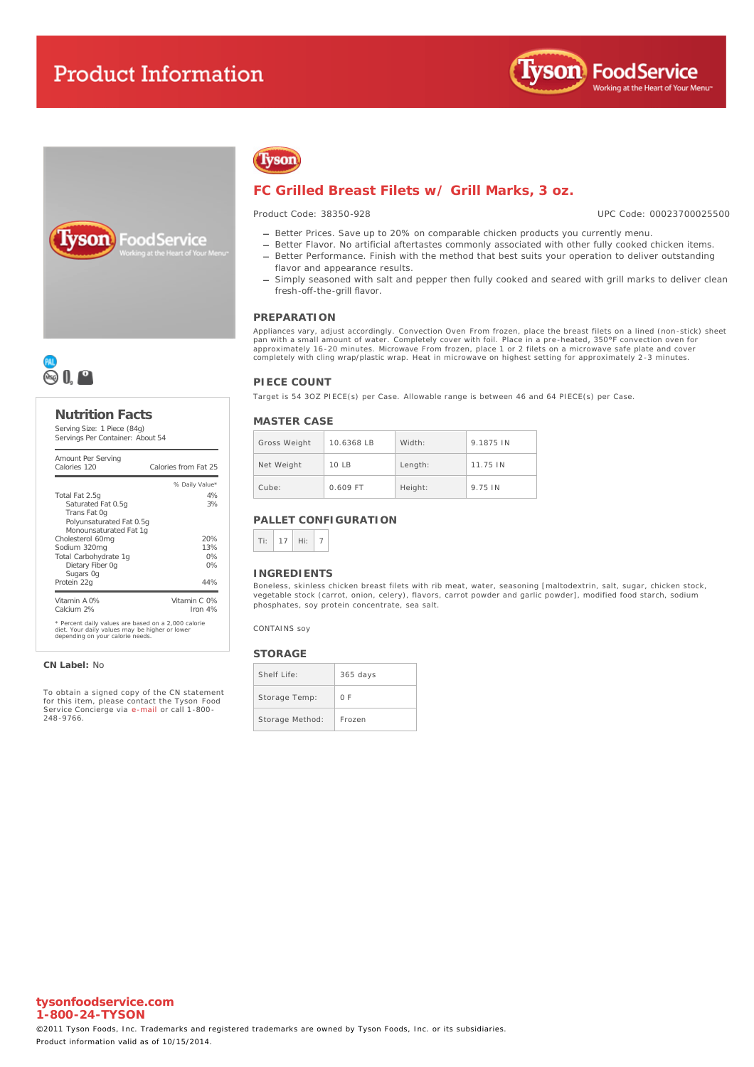# Product Information

Tyson FoodService — Working at the Heart of Your Menu

## FC Grilled Breast Filets w/ Grill Marks, 3 oz.

Product Code: 38350-928

UPC Code: 00023700025500

- Better Prices. Save up to 20% on comparable chicken products you currently menu.
- Better Flavor. No artificial aftertastes commonly associated with other fully cooked chicken items.
- Better Performance. Finish with the method that best suits your operation to deliver outstanding flavor and appearance results.
- Simply seasoned with salt and pepper then fully cooked and seared with grill marks to deliver clean fresh-off-the-grill flavor.

### PREPARATION

Appliances vary, adjust accordingly. Convection Oven From frozen, place the breast filets on a lined (non-stick) sheet pan with a small amount of water. Completely cover with foil. Place in a pre-heated, 350°F convection oven for approximately 16-20 minutes. Microwave From frozen, place 1 or 2 filets on a microwave safe plate and cover completely with cling wrap/plastic wrap. Heat in microwave on highest setting for approximately 2-3 minutes.

### PIECE COUNT

Target is 54 3OZ PIECE(s) per Case. Allowable range is between 46 and 64 PIECE(s) per Case.

### MASTER CASE

| | | | |
|---|---|---|---|
| Gross Weight | 10.6368 LB | Width: | 9.1875 IN |
| Net Weight | 10 LB | Length: | 11.75 IN |
| Cube: | 0.609 FT | Height: | 9.75 IN |

### PALLET CONFIGURATION

| | | | |
|---|---|---|---|
| Ti: | 17 | Hi: | 7 |

### INGREDIENTS

Boneless, skinless chicken breast filets with rib meat, water, seasoning [maltodextrin, salt, sugar, chicken stock, vegetable stock (carrot, onion, celery), flavors, carrot powder and garlic powder], modified food starch, sodium phosphates, soy protein concentrate, sea salt.

CONTAINS soy

### STORAGE

| | |
|---|---|
| Shelf Life: | 365 days |
| Storage Temp: | 0 F |
| Storage Method: | Frozen |

## Nutrition Facts

Serving Size: 1 Piece (84g)
Servings Per Container: About 54

| Amount Per Serving | |
|---|---|
| Calories 120 | Calories from Fat 25 |
| | % Daily Value* |
| Total Fat 2.5g | 4% |
| Saturated Fat 0.5g | 3% |
| Trans Fat 0g | |
| Polyunsaturated Fat 0.5g | |
| Monounsaturated Fat 1g | |
| Cholesterol 60mg | 20% |
| Sodium 320mg | 13% |
| Total Carbohydrate 1g | 0% |
| Dietary Fiber 0g | 0% |
| Sugars 0g | |
| Protein 22g | 44% |
| Vitamin A 0% | Vitamin C 0% |
| Calcium 2% | Iron 4% |

* Percent daily values are based on a 2,000 calorie diet. Your daily values may be higher or lower depending on your calorie needs.

**CN Label:** No

To obtain a signed copy of the CN statement for this item, please contact the Tyson Food Service Concierge via e-mail or call 1-800-248-9766.

**tysonfoodservice.com**
**1-800-24-TYSON**

©2011 Tyson Foods, Inc. Trademarks and registered trademarks are owned by Tyson Foods, Inc. or its subsidiaries.

Product information valid as of 10/15/2014.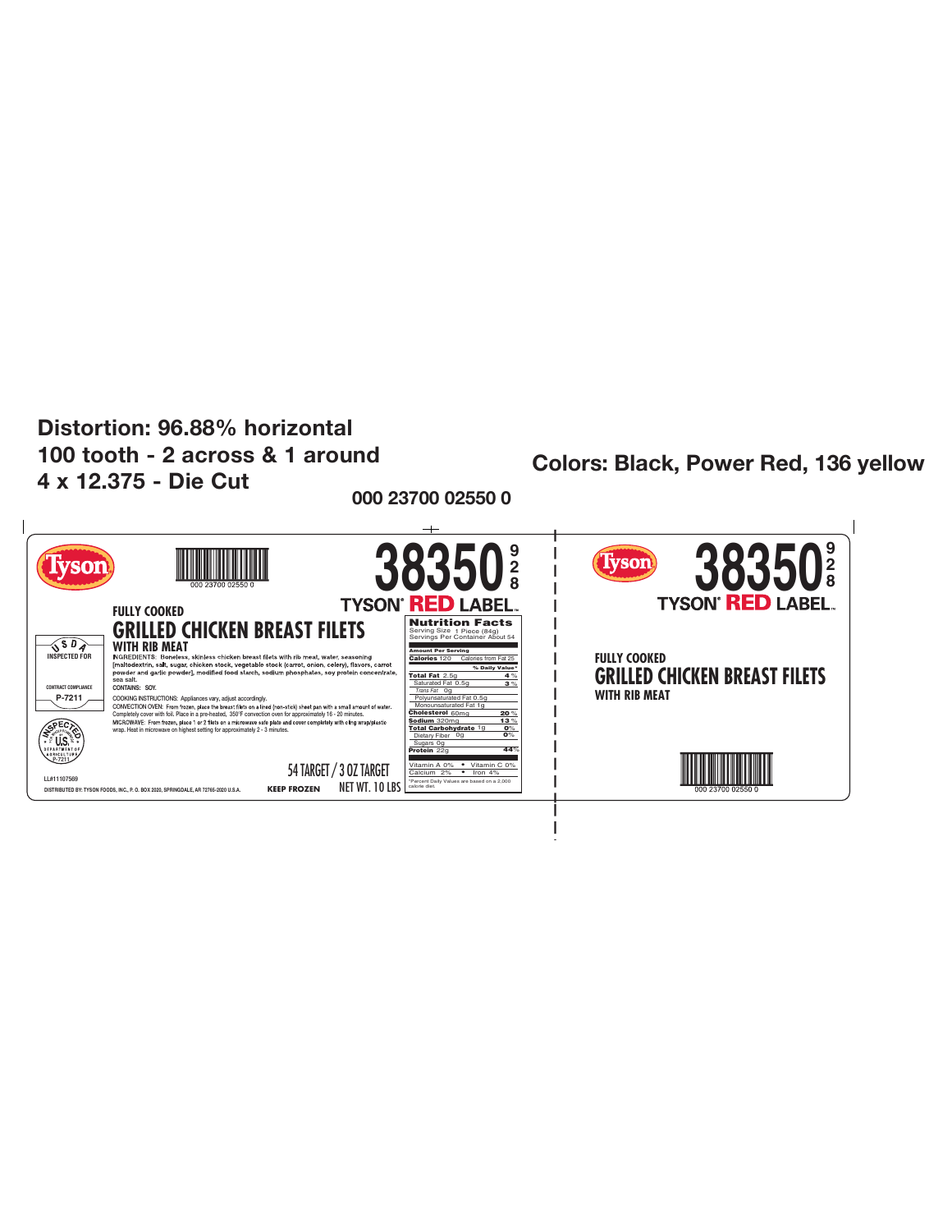**Distortion: 96.88% horizontal**
**100 tooth - 2 across & 1 around**
**4 x 12.375 - Die Cut**

**Colors: Black, Power Red, 136 yellow**

**000 23700 02550 0**

Tyson

000 23700 02550 0

# 38350 928

**TYSON® RED LABEL™**

FULLY COOKED

## GRILLED CHICKEN BREAST FILETS

WITH RIB MEAT

USDA INSPECTED FOR

CONTRACT COMPLIANCE

P-7211

INSPECTED AND PASSED BY DEPARTMENT OF AGRICULTURE U.S. P-7211

INGREDIENTS: Boneless, skinless chicken breast filets with rib meat, water, seasoning [maltodextrin, salt, sugar, chicken stock, vegetable stock (carrot, onion, celery), flavors, carrot powder and garlic powder], modified food starch, sodium phosphates, soy protein concentrate, sea salt.

CONTAINS: SOY.

COOKING INSTRUCTIONS: Appliances vary, adjust accordingly.

CONVECTION OVEN: From frozen, place the breast filets on a lined (non-stick) sheet pan with a small amount of water. Completely cover with foil. Place in a pre-heated, 350°F convection oven for approximately 16 - 20 minutes.

MICROWAVE: From frozen, place 1 or 2 filets on a microwave safe plate and cover completely with cling wrap/plastic wrap. Heat in microwave on highest setting for approximately 2 - 3 minutes.

54 TARGET / 3 OZ TARGET

LL#11107569

DISTRIBUTED BY: TYSON FOODS, INC., P. O. BOX 2020, SPRINGDALE, AR 72765-2020 U.S.A.

KEEP FROZEN

NET WT. 10 LBS

**Nutrition Facts**

Serving Size 1 Piece (84g)
Servings Per Container About 54

| Amount Per Serving | |
|---|---|
| **Calories** 120 | Calories from Fat 25 |
| | **% Daily Value*** |
| **Total Fat** 2.5g | 4 % |
| Saturated Fat 0.5g | 3 % |
| *Trans Fat* 0g | |
| Polyunsaturated Fat 0.5g | |
| Monounsaturated Fat 1g | |
| **Cholesterol** 60mg | 20 % |
| **Sodium** 320mg | 13 % |
| **Total Carbohydrate** 1g | 0% |
| Dietary Fiber 0g | 0% |
| Sugars 0g | |
| **Protein** 22g | 44% |
| Vitamin A 0% • Vitamin C 0% | |
| Calcium 2% • Iron 4% | |

*Percent Daily Values are based on a 2,000 calorie diet.

Tyson

# 38350 928

**TYSON® RED LABEL™**

FULLY COOKED

## GRILLED CHICKEN BREAST FILETS

WITH RIB MEAT

000 23700 02550 0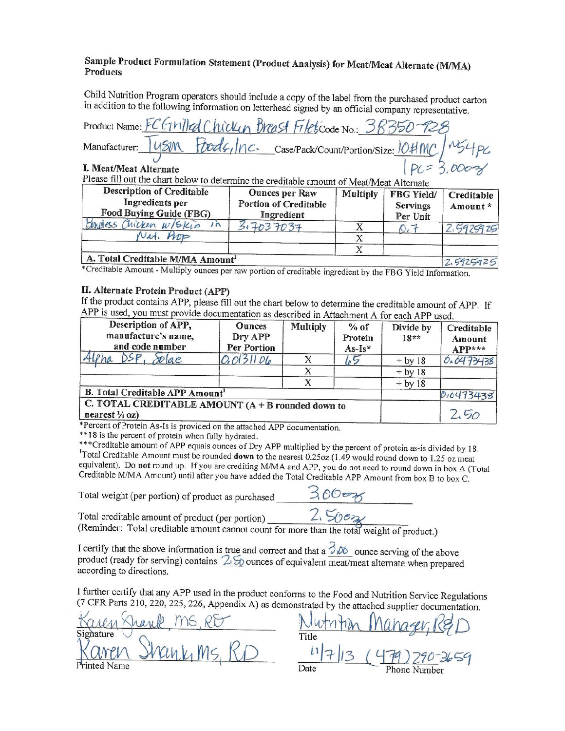**Sample Product Formulation Statement (Product Analysis) for Meat/Meat Alternate (M/MA) Products**

Child Nutrition Program operators should include a copy of the label from the purchased product carton in addition to the following information on letterhead signed by an official company representative.

Product Name: FC Grilled Chicken Breast Filets Code No.: 38350-928

Manufacturer: Tyson Foods, Inc. Case/Pack/Count/Portion/Size: 10#MC / ~54 PC
1 PC = 3.000 oz

**I. Meat/Meat Alternate**

Please fill out the chart below to determine the creditable amount of Meat/Meat Alternate

| Description of Creditable Ingredients per Food Buying Guide (FBG) | Ounces per Raw Portion of Creditable Ingredient | Multiply | FBG Yield/ Servings Per Unit | Creditable Amount * |
|---|---|---|---|---|
| Boneless Chicken w/Skin in Nat. Prop | 3.7037037 | X | 0.7 | 2.5925925 |
| | | X | | |
| | | X | | |
| **A. Total Creditable M/MA Amount[1]** | | | | 2.5925925 |

*Creditable Amount - Multiply ounces per raw portion of creditable ingredient by the FBG Yield Information.

**II. Alternate Protein Product (APP)**

If the product contains APP, please fill out the chart below to determine the creditable amount of APP. If APP is used, you must provide documentation as described in Attachment A for each APP used.

| Description of APP, manufacture's name, and code number | Ounces Dry APP Per Portion | Multiply | % of Protein As-Is* | Divide by 18** | Creditable Amount APP*** |
|---|---|---|---|---|---|
| Alpha DSP, Solae | 0.013106 | X | 65 | ÷ by 18 | 0.0473438 |
| | | X | | ÷ by 18 | |
| | | X | | ÷ by 18 | |
| **B. Total Creditable APP Amount[1]** | | | | | 0.0473438 |
| **C. TOTAL CREDITABLE AMOUNT (A + B rounded down to nearest ¼ oz)** | | | | | 2.50 |

*Percent of Protein As-Is is provided on the attached APP documentation.
**18 is the percent of protein when fully hydrated.
***Creditable amount of APP equals ounces of Dry APP multiplied by the percent of protein as-is divided by 18.
[1]Total Creditable Amount must be rounded **down** to the nearest 0.25oz (1.49 would round down to 1.25 oz meat equivalent). Do **not** round up. If you are crediting M/MA and APP, you do not need to round down in box A (Total Creditable M/MA Amount) until after you have added the Total Creditable APP Amount from box B to box C.

Total weight (per portion) of product as purchased 3.00 oz

Total creditable amount of product (per portion) 2.50 oz
(Reminder: Total creditable amount cannot count for more than the total weight of product.)

I certify that the above information is true and correct and that a 3.00 ounce serving of the above product (ready for serving) contains 2.50 ounces of equivalent meat/meat alternate when prepared according to directions.

I further certify that any APP used in the product conforms to the Food and Nutrition Service Regulations (7 CFR Parts 210, 220, 225, 226, Appendix A) as demonstrated by the attached supplier documentation.

Signature: Karen Shank, MS, RD
Title: Nutrition Manager, R&D

Printed Name: Karen Shank, MS, RD
Date: 11/7/13
Phone Number: (479) 290-3659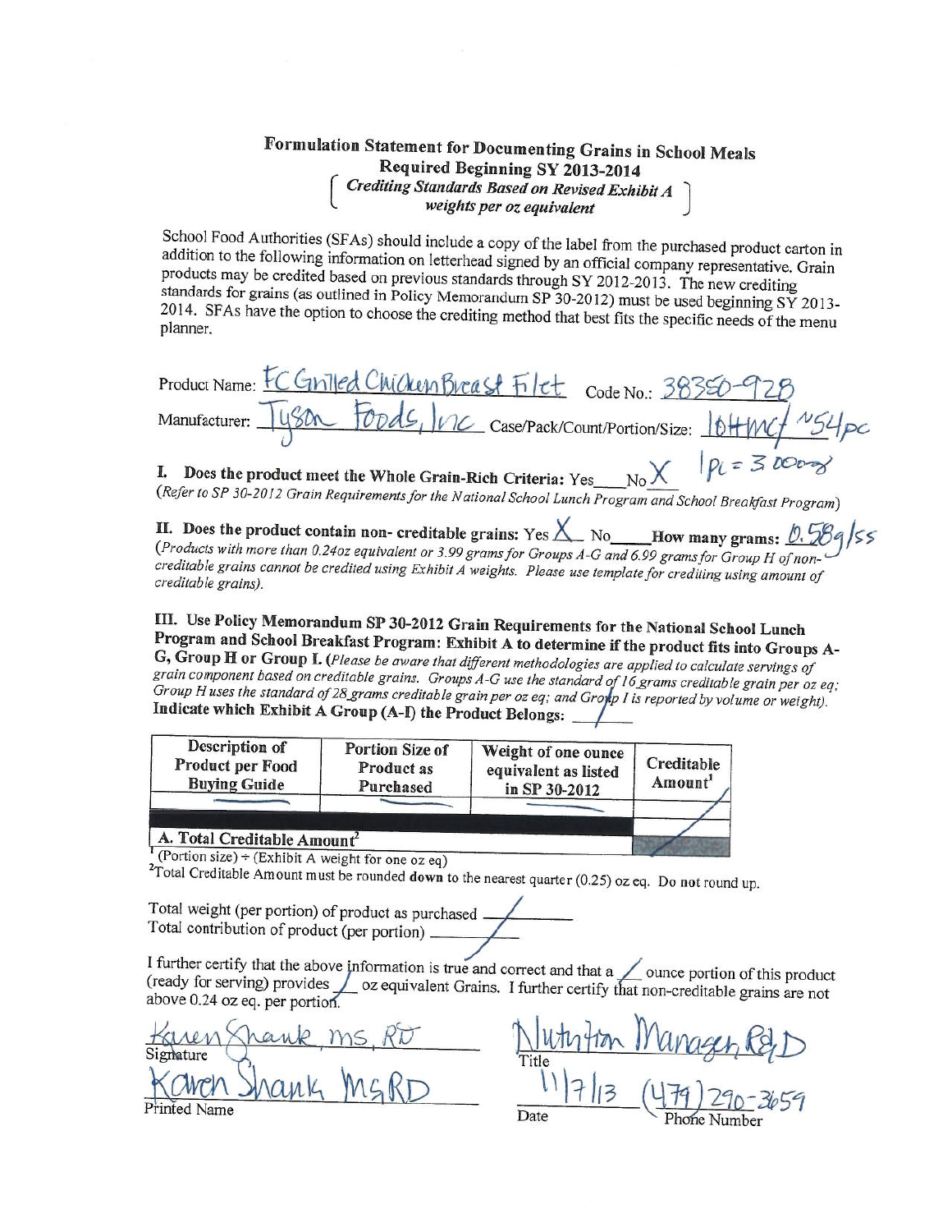## Formulation Statement for Documenting Grains in School Meals

**Required Beginning SY 2013-2014**

*[ Crediting Standards Based on Revised Exhibit A weights per oz equivalent ]*

School Food Authorities (SFAs) should include a copy of the label from the purchased product carton in addition to the following information on letterhead signed by an official company representative. Grain products may be credited based on previous standards through SY 2012-2013. The new crediting standards for grains (as outlined in Policy Memorandum SP 30-2012) must be used beginning SY 2013-2014. SFAs have the option to choose the crediting method that best fits the specific needs of the menu planner.

Product Name: FC Grilled Chicken Breast Filet Code No.: 38350-928

Manufacturer: Tyson Foods, Inc Case/Pack/Count/Portion/Size: 10# MC/ ~54pc 1pc = 3.00oz

**I. Does the product meet the Whole Grain-Rich Criteria:** Yes\_\_\_ No X

*(Refer to SP 30-2012 Grain Requirements for the National School Lunch Program and School Breakfast Program)*

**II. Does the product contain non- creditable grains:** Yes X No\_\_\_ **How many grams:** 0.58g/ss

*(Products with more than 0.24oz equivalent or 3.99 grams for Groups A-G and 6.99 grams for Group H of non-creditable grains cannot be credited using Exhibit A weights. Please use template for crediting using amount of creditable grains).*

**III. Use Policy Memorandum SP 30-2012 Grain Requirements for the National School Lunch Program and School Breakfast Program: Exhibit A to determine if the product fits into Groups A-G, Group H or Group I.** *(Please be aware that different methodologies are applied to calculate servings of grain component based on creditable grains. Groups A-G use the standard of 16 grams creditable grain per oz eq; Group H uses the standard of 28 grams creditable grain per oz eq; and Group I is reported by volume or weight).*

**Indicate which Exhibit A Group (A-I) the Product Belongs:** /

| Description of Product per Food Buying Guide | Portion Size of Product as Purchased | Weight of one ounce equivalent as listed in SP 30-2012 | Creditable Amount[1] |
|---|---|---|---|
| — | — | — | / |
| | | | |
| **A. Total Creditable Amount[2]** | | | / |

[1] (Portion size) ÷ (Exhibit A weight for one oz eq)

[2] Total Creditable Amount must be rounded **down** to the nearest quarter (0.25) oz eq. Do **not** round up.

Total weight (per portion) of product as purchased /

Total contribution of product (per portion) /

I further certify that the above information is true and correct and that a / ounce portion of this product (ready for serving) provides / oz equivalent Grains. I further certify that non-creditable grains are not above 0.24 oz eq. per portion.

Karen Shank MS, RD
Signature

Nutrition Manager, R&D
Title

Karen Shank MS RD
Printed Name

11/7/13
Date

(479) 290-3659
Phone Number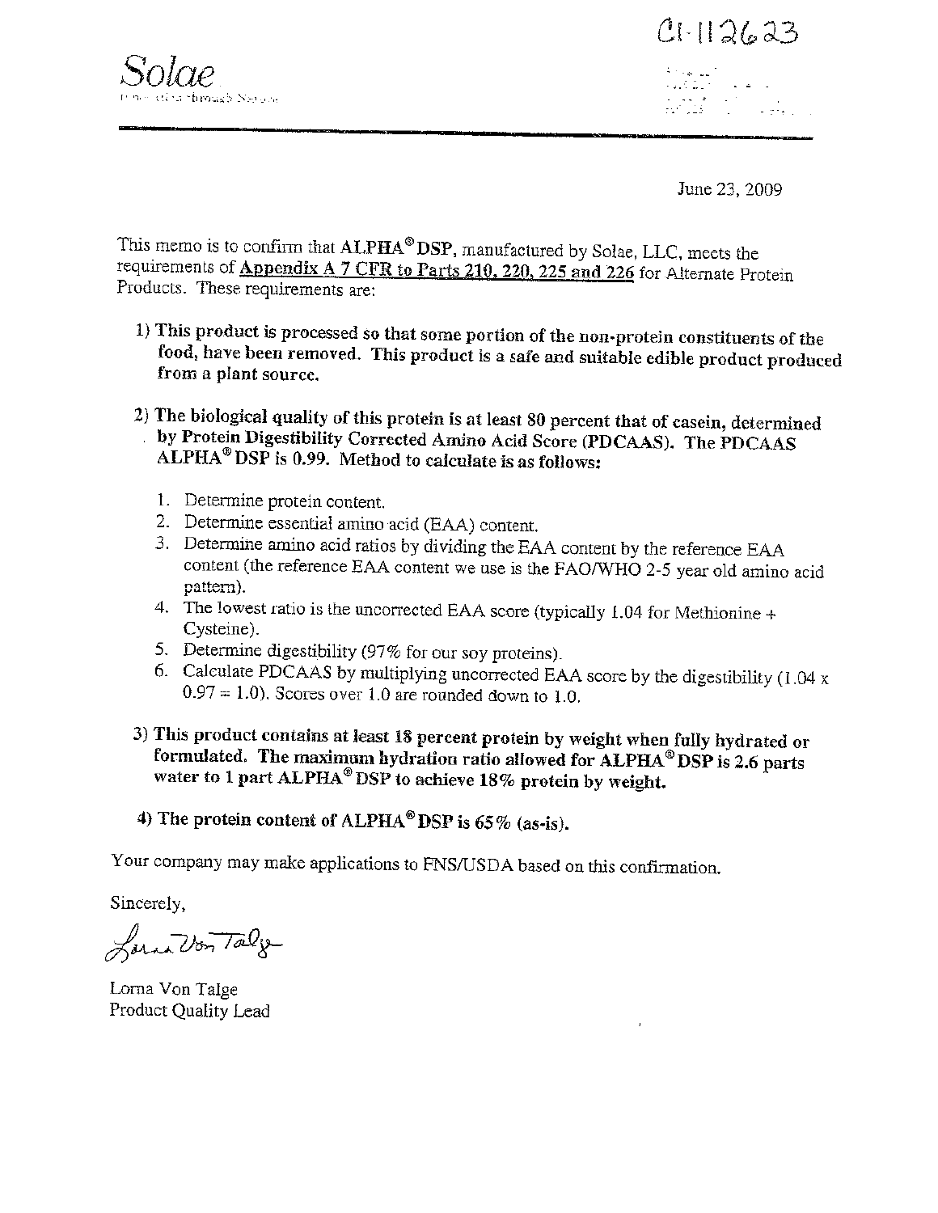CI-112623

Solae

June 23, 2009

This memo is to confirm that **ALPHA® DSP**, manufactured by Solae, LLC, meets the requirements of **Appendix A 7 CFR to Parts 210, 220, 225 and 226** for Alternate Protein Products. These requirements are:

1) **This product is processed so that some portion of the non-protein constituents of the food, have been removed. This product is a safe and suitable edible product produced from a plant source.**

2) **The biological quality of this protein is at least 80 percent that of casein, determined by Protein Digestibility Corrected Amino Acid Score (PDCAAS). The PDCAAS ALPHA® DSP is 0.99. Method to calculate is as follows:**

    1. Determine protein content.
    2. Determine essential amino acid (EAA) content.
    3. Determine amino acid ratios by dividing the EAA content by the reference EAA content (the reference EAA content we use is the FAO/WHO 2-5 year old amino acid pattern).
    4. The lowest ratio is the uncorrected EAA score (typically 1.04 for Methionine + Cysteine).
    5. Determine digestibility (97% for our soy proteins).
    6. Calculate PDCAAS by multiplying uncorrected EAA score by the digestibility ($1.04 \times 0.97 = 1.0$). Scores over 1.0 are rounded down to 1.0.

3) **This product contains at least 18 percent protein by weight when fully hydrated or formulated. The maximum hydration ratio allowed for ALPHA® DSP is 2.6 parts water to 1 part ALPHA® DSP to achieve 18% protein by weight.**

4) **The protein content of ALPHA® DSP is 65% (as-is).**

Your company may make applications to FNS/USDA based on this confirmation.

Sincerely,

Lorna Von Talge

Lorna Von Talge
Product Quality Lead